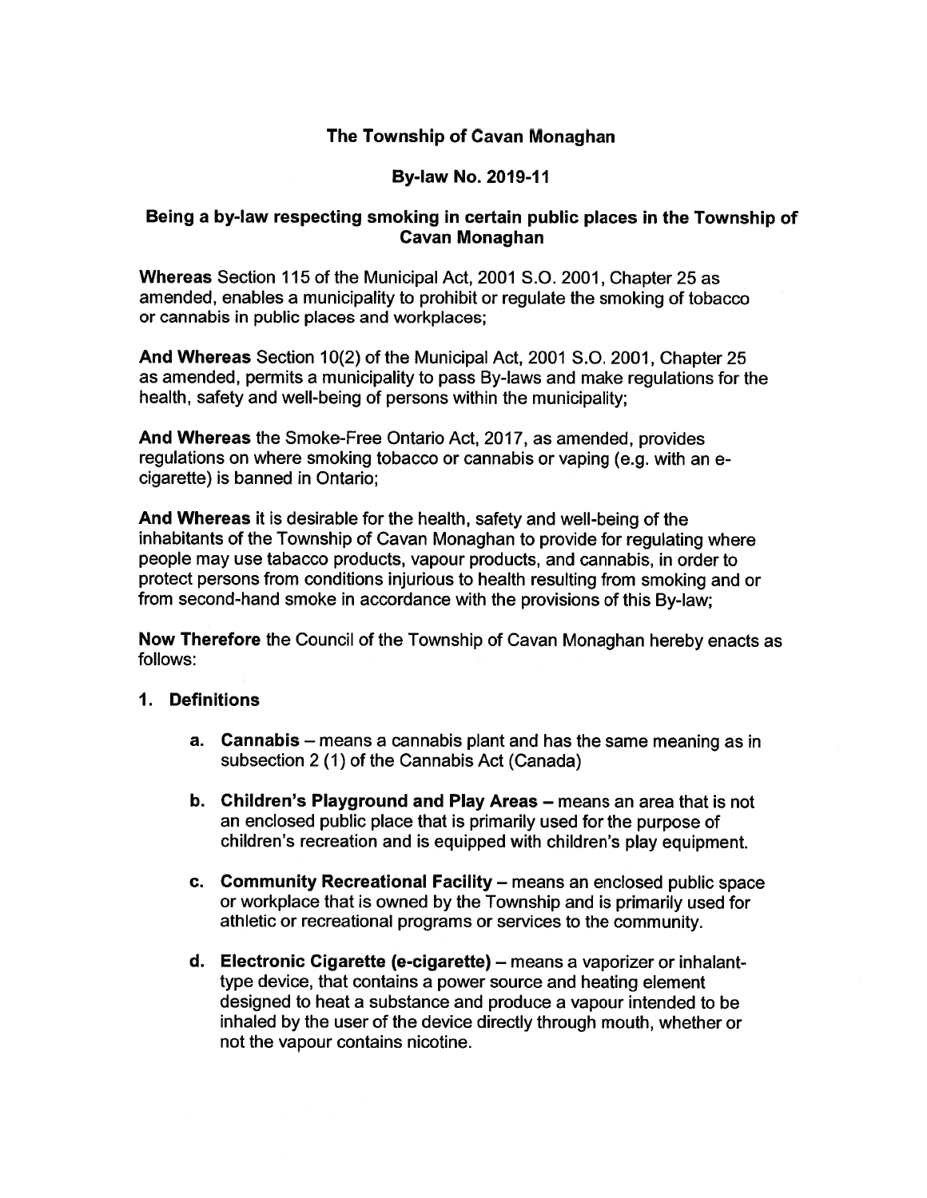# The Township of Cavan Monaghan

## By-law No. 2019-11

### Being a by-law respecting smoking in certain public places in the Township of Cavan Monaghan

**Whereas** Section 115 of the Municipal Act, 2001 S.O. 2001, Chapter 25 as amended, enables a municipality to prohibit or regulate the smoking of tobacco or cannabis in public places and workplaces;

**And Whereas** Section 10(2) of the Municipal Act, 2001 S.O. 2001, Chapter 25 as amended, permits a municipality to pass By-laws and make regulations for the health, safety and well-being of persons within the municipality;

**And Whereas** the Smoke-Free Ontario Act, 2017, as amended, provides regulations on where smoking tobacco or cannabis or vaping (e.g. with an e-cigarette) is banned in Ontario;

**And Whereas** it is desirable for the health, safety and well-being of the inhabitants of the Township of Cavan Monaghan to provide for regulating where people may use tabacco products, vapour products, and cannabis, in order to protect persons from conditions injurious to health resulting from smoking and or from second-hand smoke in accordance with the provisions of this By-law;

**Now Therefore** the Council of the Township of Cavan Monaghan hereby enacts as follows:

**1. Definitions**

a. **Cannabis** – means a cannabis plant and has the same meaning as in subsection 2 (1) of the Cannabis Act (Canada)

b. **Children's Playground and Play Areas** – means an area that is not an enclosed public place that is primarily used for the purpose of children's recreation and is equipped with children's play equipment.

c. **Community Recreational Facility** – means an enclosed public space or workplace that is owned by the Township and is primarily used for athletic or recreational programs or services to the community.

d. **Electronic Cigarette (e-cigarette)** – means a vaporizer or inhalant-type device, that contains a power source and heating element designed to heat a substance and produce a vapour intended to be inhaled by the user of the device directly through mouth, whether or not the vapour contains nicotine.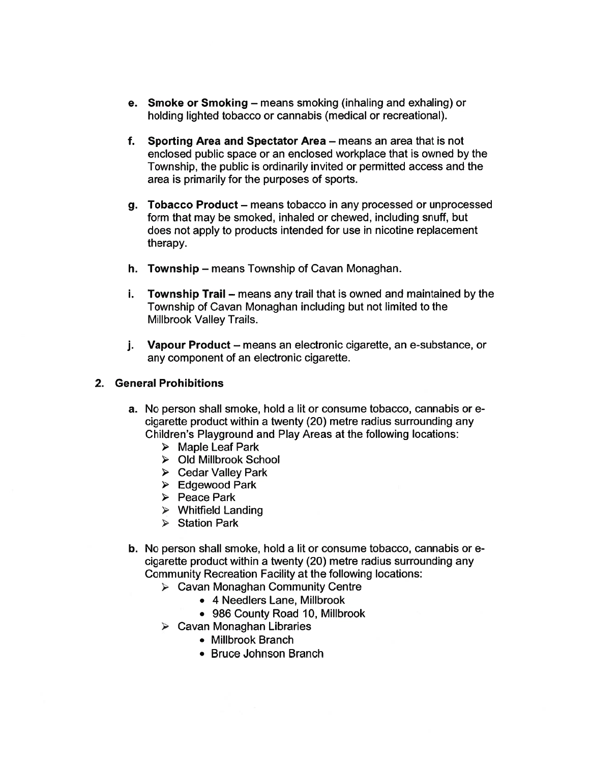e. **Smoke or Smoking** – means smoking (inhaling and exhaling) or holding lighted tobacco or cannabis (medical or recreational).

f. **Sporting Area and Spectator Area** – means an area that is not enclosed public space or an enclosed workplace that is owned by the Township, the public is ordinarily invited or permitted access and the area is primarily for the purposes of sports.

g. **Tobacco Product** – means tobacco in any processed or unprocessed form that may be smoked, inhaled or chewed, including snuff, but does not apply to products intended for use in nicotine replacement therapy.

h. **Township** – means Township of Cavan Monaghan.

i. **Township Trail** – means any trail that is owned and maintained by the Township of Cavan Monaghan including but not limited to the Millbrook Valley Trails.

j. **Vapour Product** – means an electronic cigarette, an e-substance, or any component of an electronic cigarette.

## 2. General Prohibitions

a. No person shall smoke, hold a lit or consume tobacco, cannabis or e-cigarette product within a twenty (20) metre radius surrounding any Children's Playground and Play Areas at the following locations:
   - Maple Leaf Park
   - Old Millbrook School
   - Cedar Valley Park
   - Edgewood Park
   - Peace Park
   - Whitfield Landing
   - Station Park

b. No person shall smoke, hold a lit or consume tobacco, cannabis or e-cigarette product within a twenty (20) metre radius surrounding any Community Recreation Facility at the following locations:
   - Cavan Monaghan Community Centre
     - 4 Needlers Lane, Millbrook
     - 986 County Road 10, Millbrook
   - Cavan Monaghan Libraries
     - Millbrook Branch
     - Bruce Johnson Branch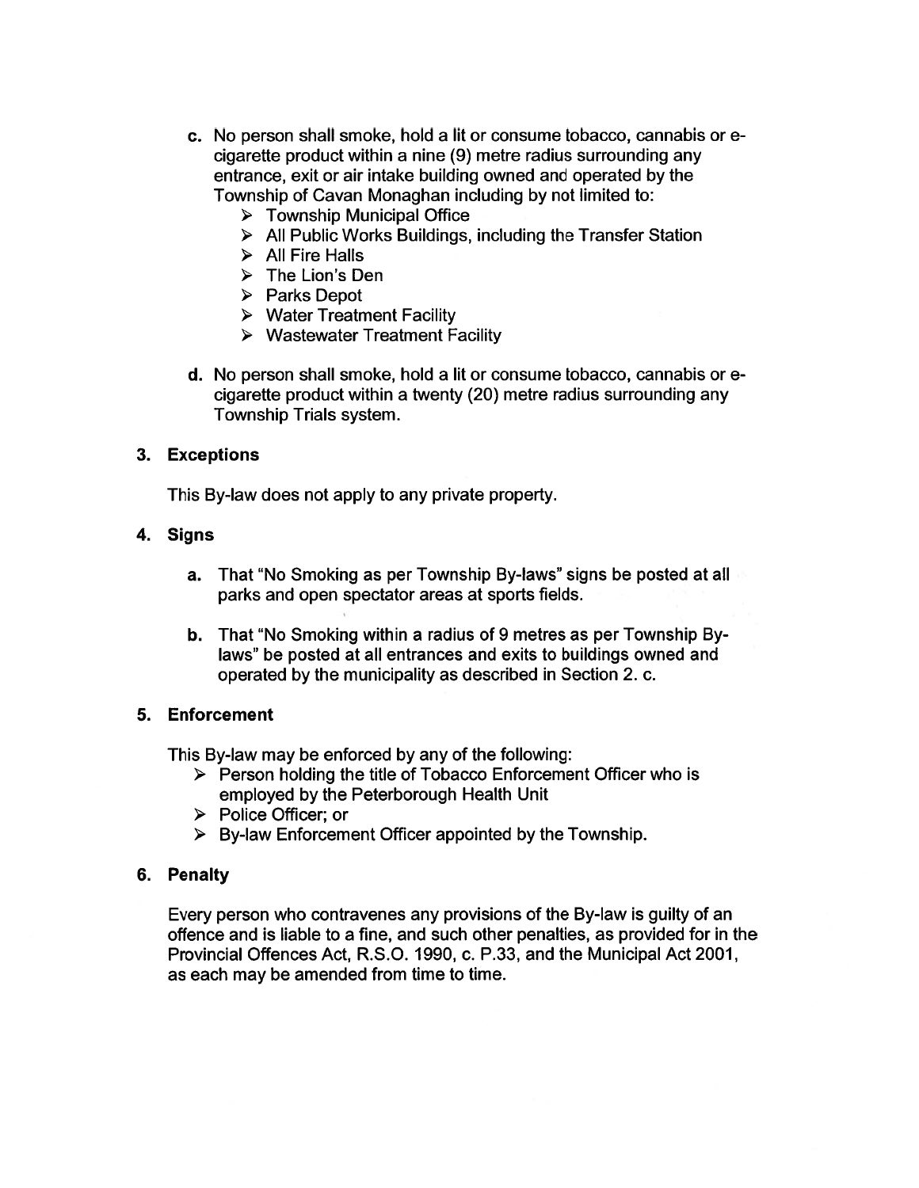c. No person shall smoke, hold a lit or consume tobacco, cannabis or e-cigarette product within a nine (9) metre radius surrounding any entrance, exit or air intake building owned and operated by the Township of Cavan Monaghan including by not limited to:
   - Township Municipal Office
   - All Public Works Buildings, including the Transfer Station
   - All Fire Halls
   - The Lion's Den
   - Parks Depot
   - Water Treatment Facility
   - Wastewater Treatment Facility

d. No person shall smoke, hold a lit or consume tobacco, cannabis or e-cigarette product within a twenty (20) metre radius surrounding any Township Trials system.

### 3. Exceptions

This By-law does not apply to any private property.

### 4. Signs

a. That "No Smoking as per Township By-laws" signs be posted at all parks and open spectator areas at sports fields.

b. That "No Smoking within a radius of 9 metres as per Township By-laws" be posted at all entrances and exits to buildings owned and operated by the municipality as described in Section 2. c.

### 5. Enforcement

This By-law may be enforced by any of the following:

- Person holding the title of Tobacco Enforcement Officer who is employed by the Peterborough Health Unit
- Police Officer; or
- By-law Enforcement Officer appointed by the Township.

### 6. Penalty

Every person who contravenes any provisions of the By-law is guilty of an offence and is liable to a fine, and such other penalties, as provided for in the Provincial Offences Act, R.S.O. 1990, c. P.33, and the Municipal Act 2001, as each may be amended from time to time.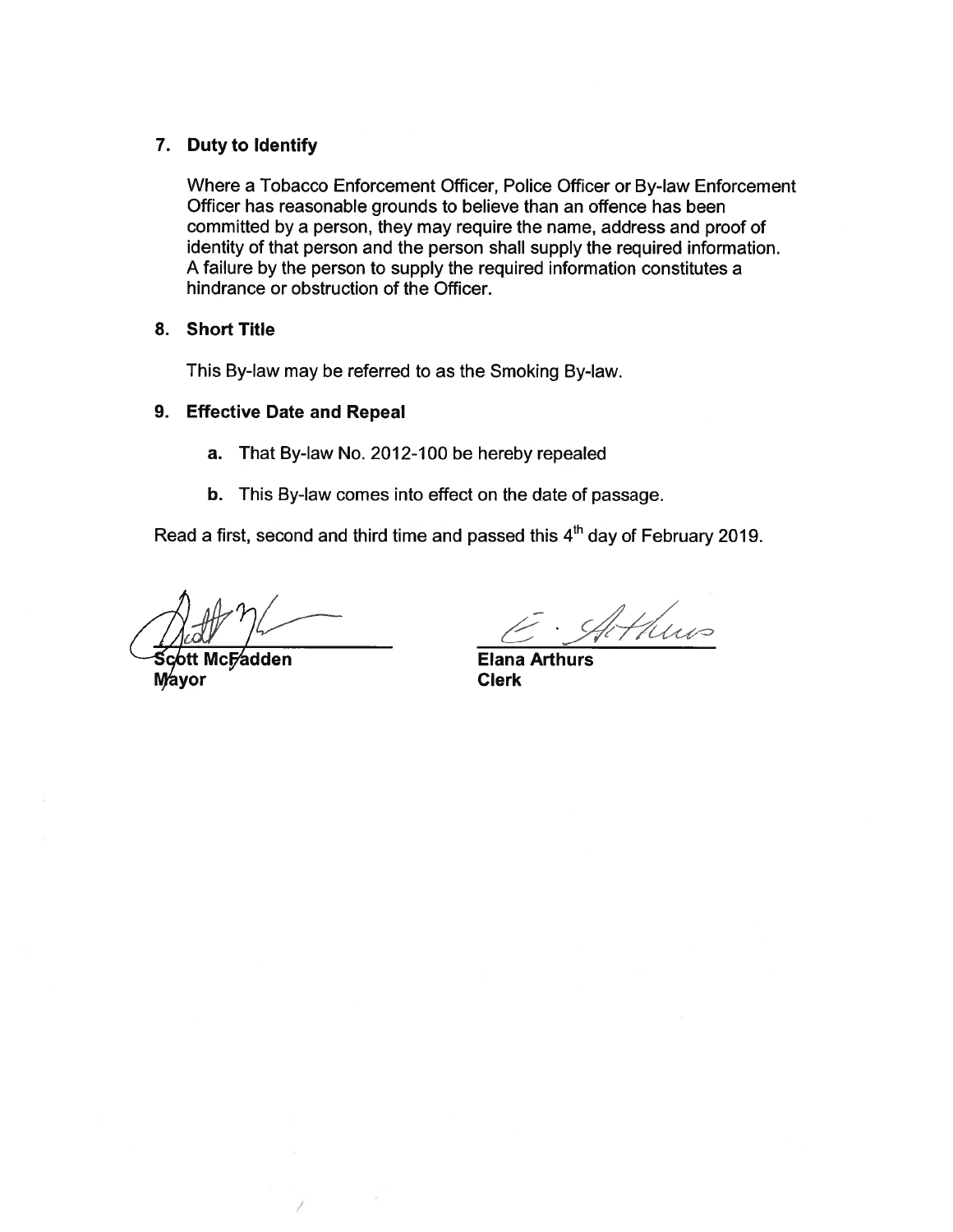## 7. Duty to Identify

Where a Tobacco Enforcement Officer, Police Officer or By-law Enforcement Officer has reasonable grounds to believe than an offence has been committed by a person, they may require the name, address and proof of identity of that person and the person shall supply the required information. A failure by the person to supply the required information constitutes a hindrance or obstruction of the Officer.

## 8. Short Title

This By-law may be referred to as the Smoking By-law.

## 9. Effective Date and Repeal

**a.** That By-law No. 2012-100 be hereby repealed

**b.** This By-law comes into effect on the date of passage.

Read a first, second and third time and passed this 4th day of February 2019.

**Scott McFadden**
**Mayor**

**Elana Arthurs**
**Clerk**